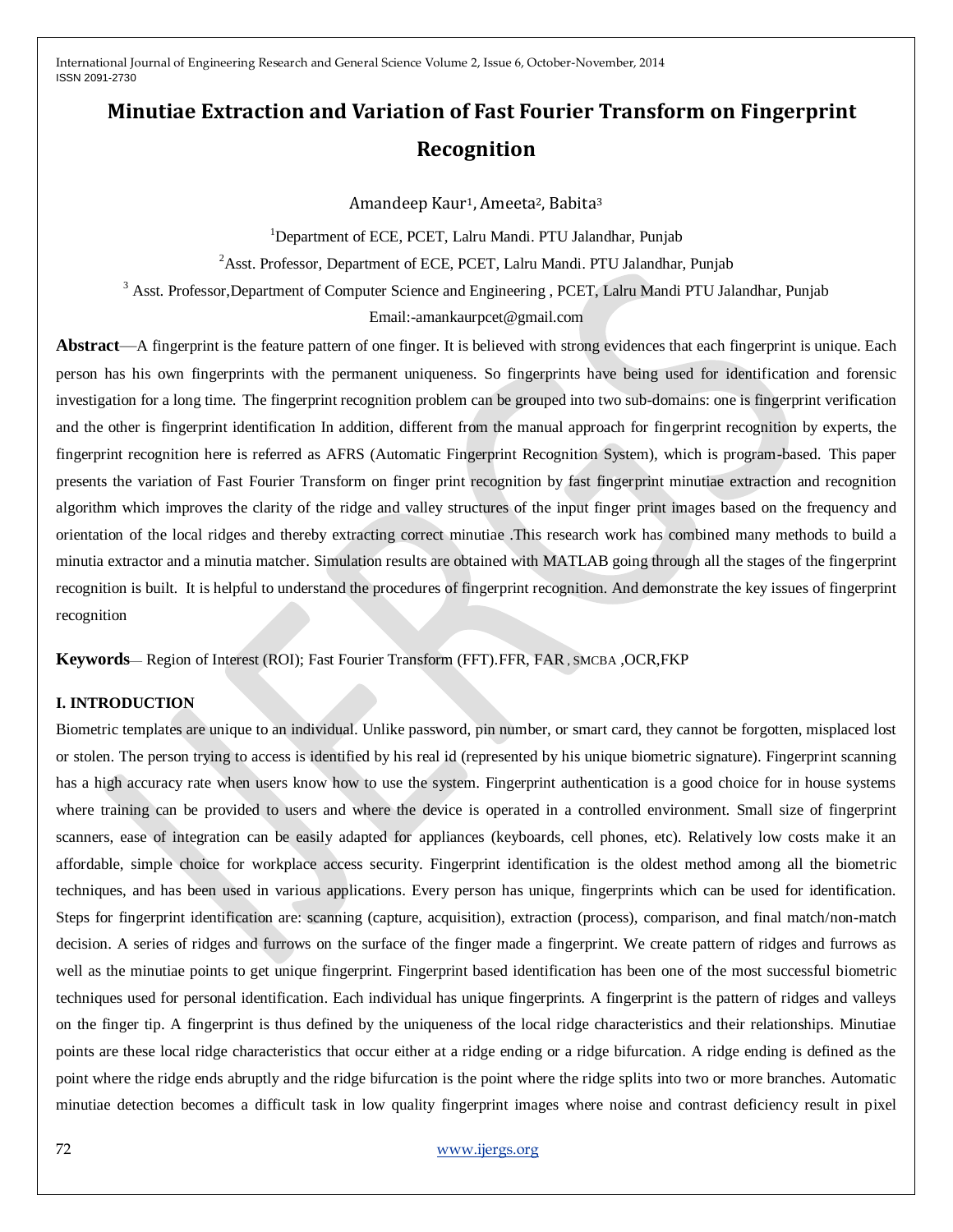# Minutiae Extraction and Variation of Fast Fourier Transform on Fingerprint Recognition

Amandeep Kaur[1], Ameeta[2], Babita[3]

[1]Department of ECE, PCET, Lalru Mandi. PTU Jalandhar, Punjab

[2]Asst. Professor, Department of ECE, PCET, Lalru Mandi. PTU Jalandhar, Punjab

[3] Asst. Professor,Department of Computer Science and Engineering , PCET, Lalru Mandi PTU Jalandhar, Punjab

Email:-amankaurpcet@gmail.com

**Abstract**—A fingerprint is the feature pattern of one finger. It is believed with strong evidences that each fingerprint is unique. Each person has his own fingerprints with the permanent uniqueness. So fingerprints have being used for identification and forensic investigation for a long time. The fingerprint recognition problem can be grouped into two sub-domains: one is fingerprint verification and the other is fingerprint identification In addition, different from the manual approach for fingerprint recognition by experts, the fingerprint recognition here is referred as AFRS (Automatic Fingerprint Recognition System), which is program-based. This paper presents the variation of Fast Fourier Transform on finger print recognition by fast fingerprint minutiae extraction and recognition algorithm which improves the clarity of the ridge and valley structures of the input finger print images based on the frequency and orientation of the local ridges and thereby extracting correct minutiae .This research work has combined many methods to build a minutia extractor and a minutia matcher. Simulation results are obtained with MATLAB going through all the stages of the fingerprint recognition is built. It is helpful to understand the procedures of fingerprint recognition. And demonstrate the key issues of fingerprint recognition

**Keywords**— Region of Interest (ROI); Fast Fourier Transform (FFT).FFR, FAR , SMCBA ,OCR,FKP

## I. INTRODUCTION

Biometric templates are unique to an individual. Unlike password, pin number, or smart card, they cannot be forgotten, misplaced lost or stolen. The person trying to access is identified by his real id (represented by his unique biometric signature). Fingerprint scanning has a high accuracy rate when users know how to use the system. Fingerprint authentication is a good choice for in house systems where training can be provided to users and where the device is operated in a controlled environment. Small size of fingerprint scanners, ease of integration can be easily adapted for appliances (keyboards, cell phones, etc). Relatively low costs make it an affordable, simple choice for workplace access security. Fingerprint identification is the oldest method among all the biometric techniques, and has been used in various applications. Every person has unique, fingerprints which can be used for identification. Steps for fingerprint identification are: scanning (capture, acquisition), extraction (process), comparison, and final match/non-match decision. A series of ridges and furrows on the surface of the finger made a fingerprint. We create pattern of ridges and furrows as well as the minutiae points to get unique fingerprint. Fingerprint based identification has been one of the most successful biometric techniques used for personal identification. Each individual has unique fingerprints. A fingerprint is the pattern of ridges and valleys on the finger tip. A fingerprint is thus defined by the uniqueness of the local ridge characteristics and their relationships. Minutiae points are these local ridge characteristics that occur either at a ridge ending or a ridge bifurcation. A ridge ending is defined as the point where the ridge ends abruptly and the ridge bifurcation is the point where the ridge splits into two or more branches. Automatic minutiae detection becomes a difficult task in low quality fingerprint images where noise and contrast deficiency result in pixel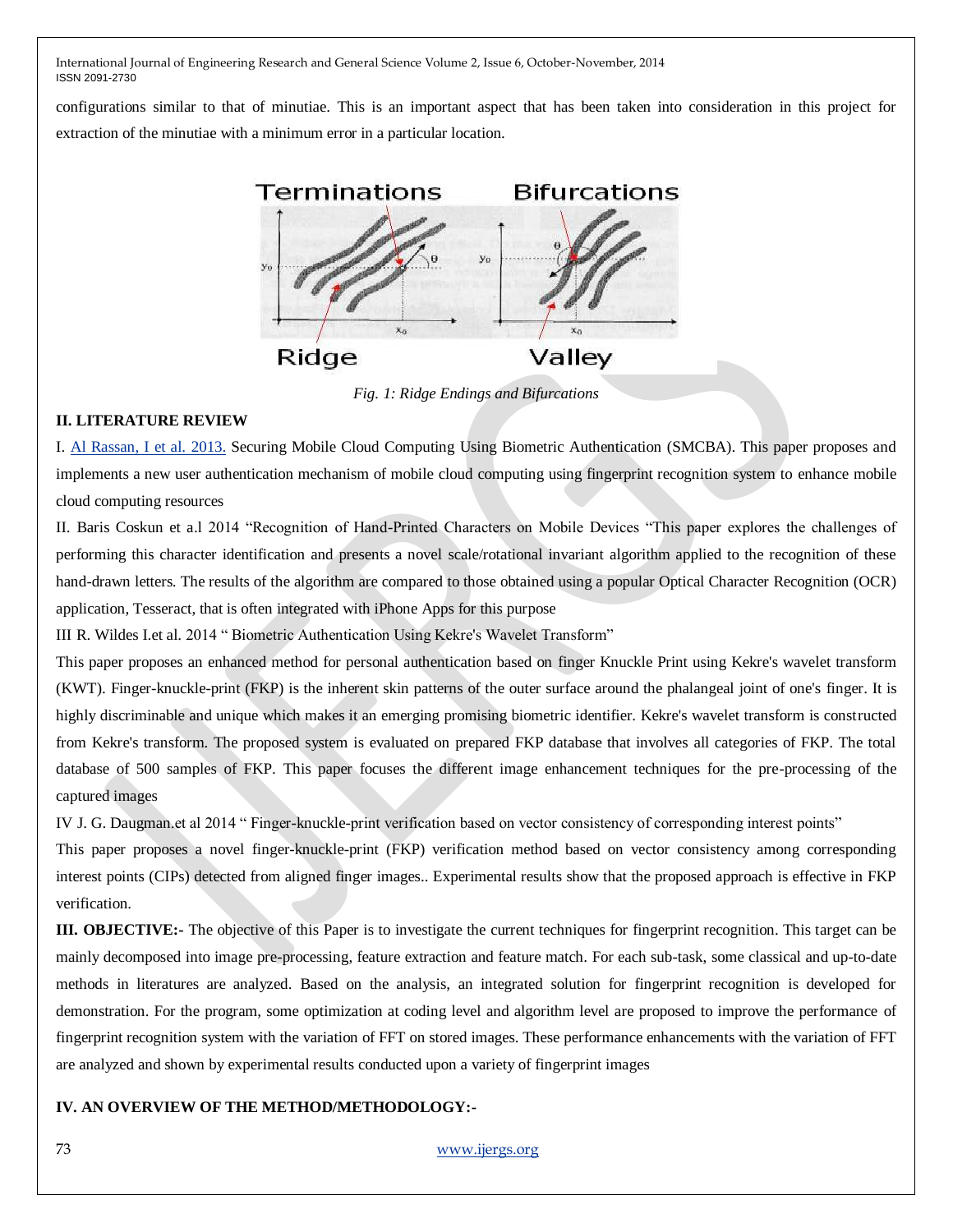configurations similar to that of minutiae. This is an important aspect that has been taken into consideration in this project for extraction of the minutiae with a minimum error in a particular location.

*Fig. 1: Ridge Endings and Bifurcations*

## II. LITERATURE REVIEW

I. Al Rassan, I et al. 2013. Securing Mobile Cloud Computing Using Biometric Authentication (SMCBA). This paper proposes and implements a new user authentication mechanism of mobile cloud computing using fingerprint recognition system to enhance mobile cloud computing resources

II. Baris Coskun et a.l 2014 "Recognition of Hand-Printed Characters on Mobile Devices "This paper explores the challenges of performing this character identification and presents a novel scale/rotational invariant algorithm applied to the recognition of these hand-drawn letters. The results of the algorithm are compared to those obtained using a popular Optical Character Recognition (OCR) application, Tesseract, that is often integrated with iPhone Apps for this purpose

III R. Wildes I.et al. 2014 " Biometric Authentication Using Kekre's Wavelet Transform"

This paper proposes an enhanced method for personal authentication based on finger Knuckle Print using Kekre's wavelet transform (KWT). Finger-knuckle-print (FKP) is the inherent skin patterns of the outer surface around the phalangeal joint of one's finger. It is highly discriminable and unique which makes it an emerging promising biometric identifier. Kekre's wavelet transform is constructed from Kekre's transform. The proposed system is evaluated on prepared FKP database that involves all categories of FKP. The total database of 500 samples of FKP. This paper focuses the different image enhancement techniques for the pre-processing of the captured images

IV J. G. Daugman.et al 2014 " Finger-knuckle-print verification based on vector consistency of corresponding interest points"

This paper proposes a novel finger-knuckle-print (FKP) verification method based on vector consistency among corresponding interest points (CIPs) detected from aligned finger images.. Experimental results show that the proposed approach is effective in FKP verification.

**III. OBJECTIVE:-** The objective of this Paper is to investigate the current techniques for fingerprint recognition. This target can be mainly decomposed into image pre-processing, feature extraction and feature match. For each sub-task, some classical and up-to-date methods in literatures are analyzed. Based on the analysis, an integrated solution for fingerprint recognition is developed for demonstration. For the program, some optimization at coding level and algorithm level are proposed to improve the performance of fingerprint recognition system with the variation of FFT on stored images. These performance enhancements with the variation of FFT are analyzed and shown by experimental results conducted upon a variety of fingerprint images

## IV. AN OVERVIEW OF THE METHOD/METHODOLOGY:-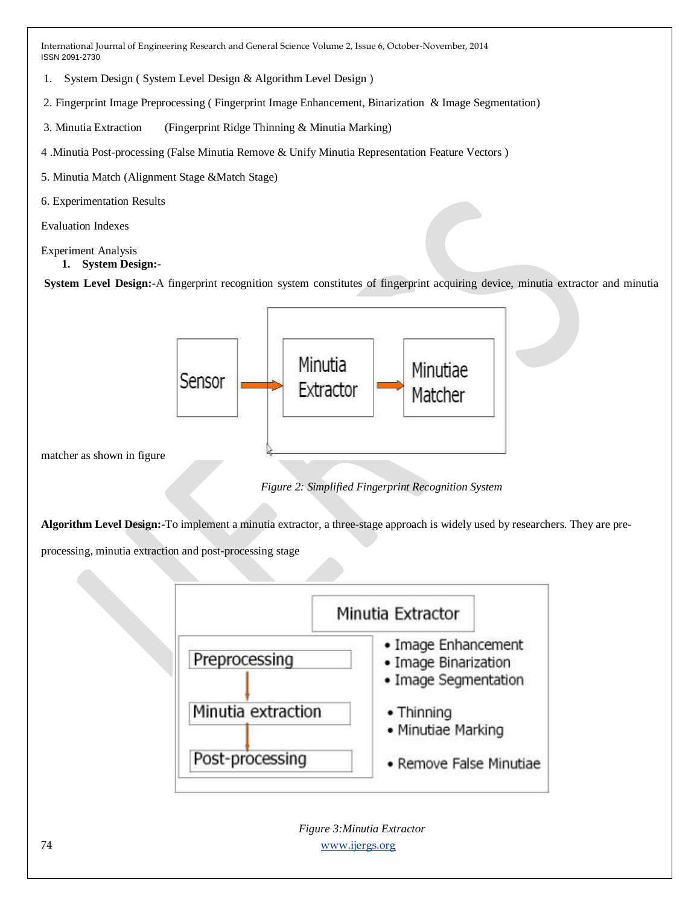1. System Design ( System Level Design & Algorithm Level Design )

2. Fingerprint Image Preprocessing ( Fingerprint Image Enhancement, Binarization & Image Segmentation)

3. Minutia Extraction (Fingerprint Ridge Thinning & Minutia Marking)

4 .Minutia Post-processing (False Minutia Remove & Unify Minutia Representation Feature Vectors )

5. Minutia Match (Alignment Stage &Match Stage)

6. Experimentation Results

Evaluation Indexes

Experiment Analysis

## 1. System Design:-

**System Level Design:-**A fingerprint recognition system constitutes of fingerprint acquiring device, minutia extractor and minutia matcher as shown in figure

*Figure 2: Simplified Fingerprint Recognition System*

**Algorithm Level Design:-**To implement a minutia extractor, a three-stage approach is widely used by researchers. They are pre-processing, minutia extraction and post-processing stage

*Figure 3:Minutia Extractor*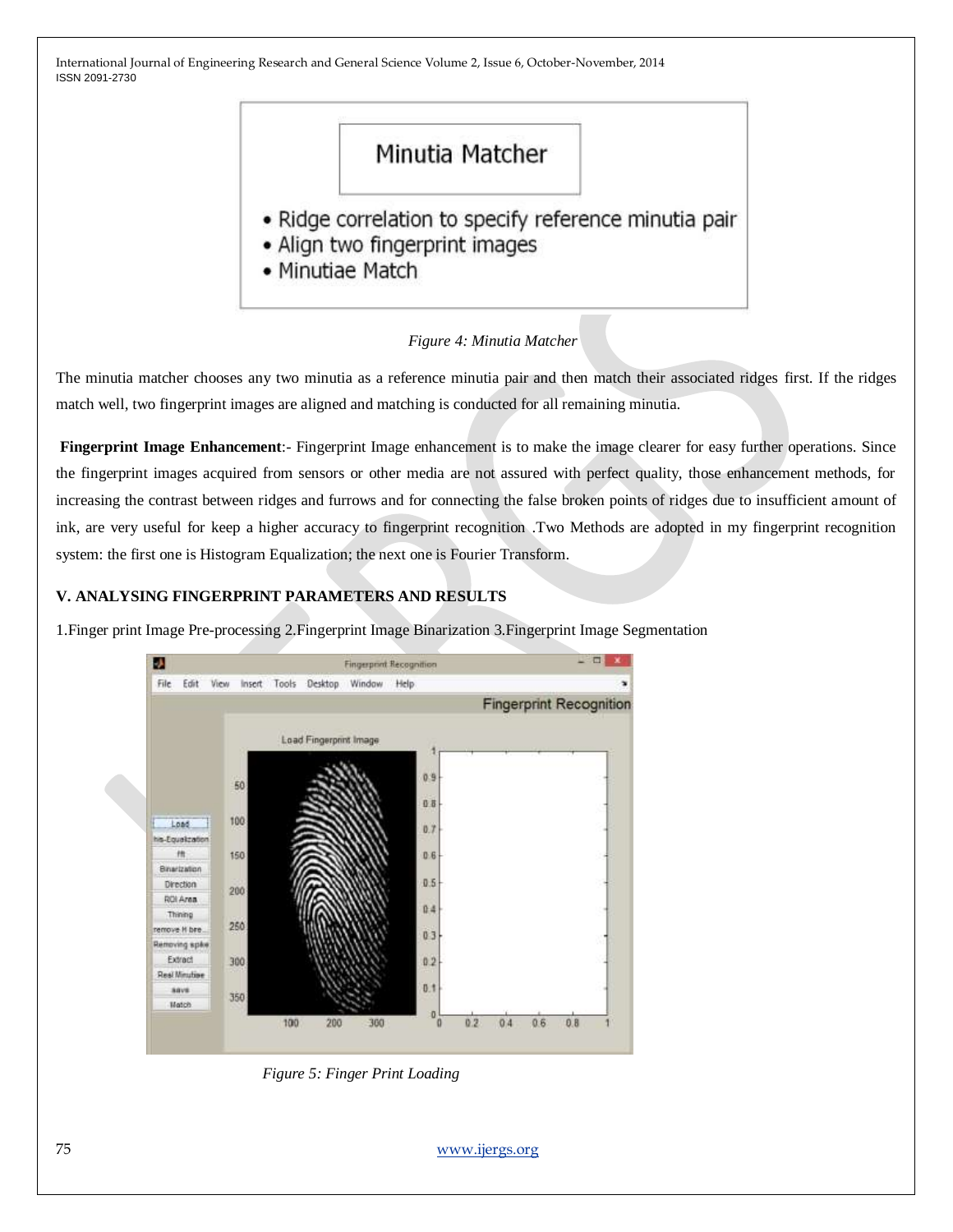Minutia Matcher

- Ridge correlation to specify reference minutia pair
- Align two fingerprint images
- Minutiae Match

*Figure 4: Minutia Matcher*

The minutia matcher chooses any two minutia as a reference minutia pair and then match their associated ridges first. If the ridges match well, two fingerprint images are aligned and matching is conducted for all remaining minutia.

**Fingerprint Image Enhancement**:- Fingerprint Image enhancement is to make the image clearer for easy further operations. Since the fingerprint images acquired from sensors or other media are not assured with perfect quality, those enhancement methods, for increasing the contrast between ridges and furrows and for connecting the false broken points of ridges due to insufficient amount of ink, are very useful for keep a higher accuracy to fingerprint recognition .Two Methods are adopted in my fingerprint recognition system: the first one is Histogram Equalization; the next one is Fourier Transform.

## V. ANALYSING FINGERPRINT PARAMETERS AND RESULTS

1.Finger print Image Pre-processing 2.Fingerprint Image Binarization 3.Fingerprint Image Segmentation

*Figure 5: Finger Print Loading*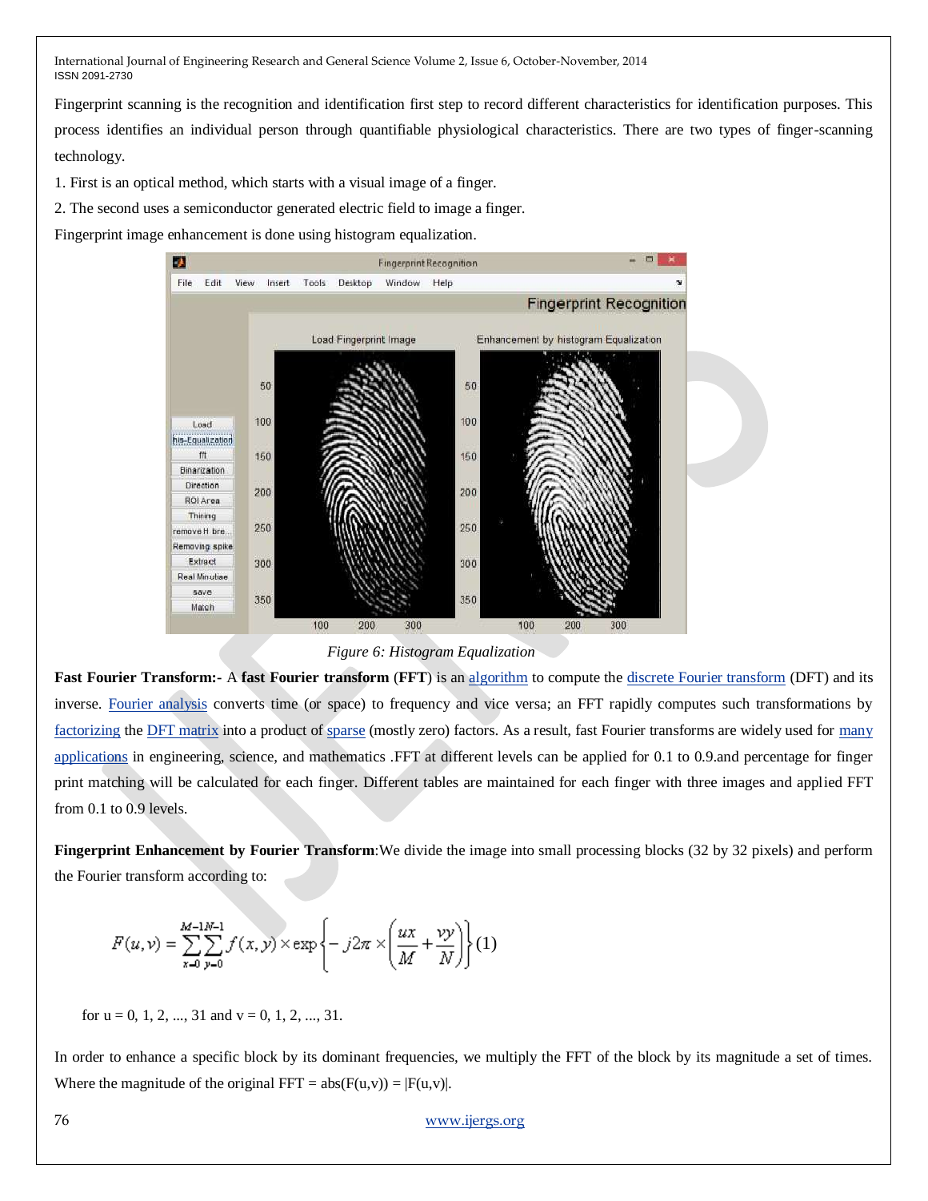Fingerprint scanning is the recognition and identification first step to record different characteristics for identification purposes. This process identifies an individual person through quantifiable physiological characteristics. There are two types of finger-scanning technology.

1. First is an optical method, which starts with a visual image of a finger.
2. The second uses a semiconductor generated electric field to image a finger.

Fingerprint image enhancement is done using histogram equalization.

*Figure 6: Histogram Equalization*

**Fast Fourier Transform:-** A **fast Fourier transform** (**FFT**) is an algorithm to compute the discrete Fourier transform (DFT) and its inverse. Fourier analysis converts time (or space) to frequency and vice versa; an FFT rapidly computes such transformations by factorizing the DFT matrix into a product of sparse (mostly zero) factors. As a result, fast Fourier transforms are widely used for many applications in engineering, science, and mathematics .FFT at different levels can be applied for 0.1 to 0.9.and percentage for finger print matching will be calculated for each finger. Different tables are maintained for each finger with three images and applied FFT from 0.1 to 0.9 levels.

**Fingerprint Enhancement by Fourier Transform**:We divide the image into small processing blocks (32 by 32 pixels) and perform the Fourier transform according to:

$$F(u,v) = \sum_{x=0}^{M-1}\sum_{y=0}^{N-1} f(x,y) \times \exp\left\{-j2\pi \times \left(\frac{ux}{M} + \frac{vy}{N}\right)\right\} \quad (1)$$

for u = 0, 1, 2, ..., 31 and v = 0, 1, 2, ..., 31.

In order to enhance a specific block by its dominant frequencies, we multiply the FFT of the block by its magnitude a set of times. Where the magnitude of the original FFT = abs(F(u,v)) = |F(u,v)|.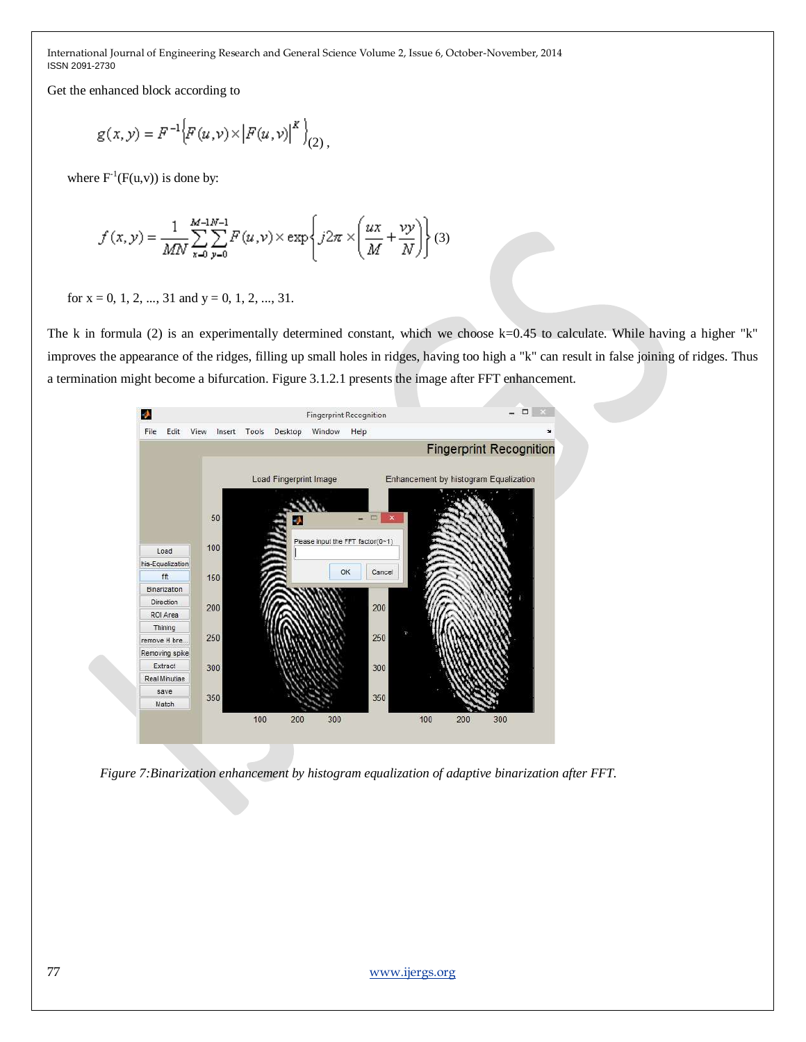Get the enhanced block according to

$$g(x,y) = F^{-1}\left\{F(u,v) \times |F(u,v)|^{K}\right\}_{(2)},$$

where $F^{-1}(F(u,v))$ is done by:

$$f(x,y) = \frac{1}{MN}\sum_{x=0}^{M-1}\sum_{y=0}^{N-1} F(u,v) \times \exp\left\{j2\pi \times \left(\frac{ux}{M} + \frac{vy}{N}\right)\right\} \quad (3)$$

for x = 0, 1, 2, ..., 31 and y = 0, 1, 2, ..., 31.

The k in formula (2) is an experimentally determined constant, which we choose k=0.45 to calculate. While having a higher "k" improves the appearance of the ridges, filling up small holes in ridges, having too high a "k" can result in false joining of ridges. Thus a termination might become a bifurcation. Figure 3.1.2.1 presents the image after FFT enhancement.

*Figure 7:Binarization enhancement by histogram equalization of adaptive binarization after FFT.*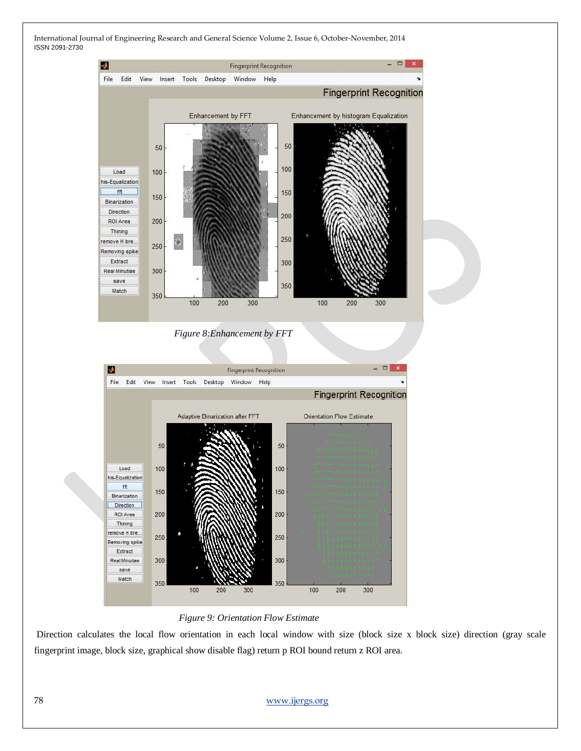*Figure 8:Enhancement by FFT*

*Figure 9: Orientation Flow Estimate*

Direction calculates the local flow orientation in each local window with size (block size x block size) direction (gray scale fingerprint image, block size, graphical show disable flag) return p ROI bound return z ROI area.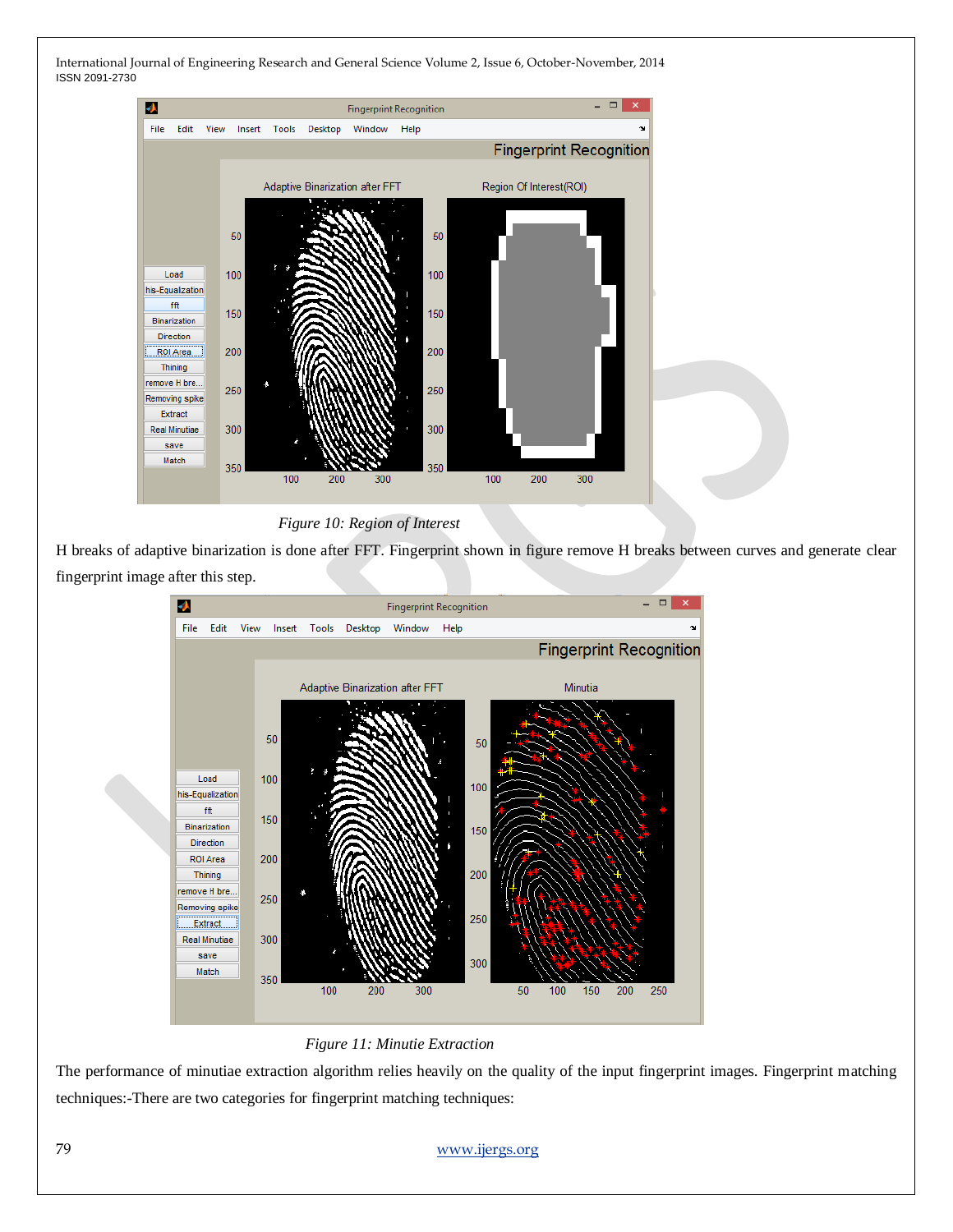*Figure 10: Region of Interest*

H breaks of adaptive binarization is done after FFT. Fingerprint shown in figure remove H breaks between curves and generate clear fingerprint image after this step.

*Figure 11: Minutie Extraction*

The performance of minutiae extraction algorithm relies heavily on the quality of the input fingerprint images. Fingerprint matching techniques:-There are two categories for fingerprint matching techniques: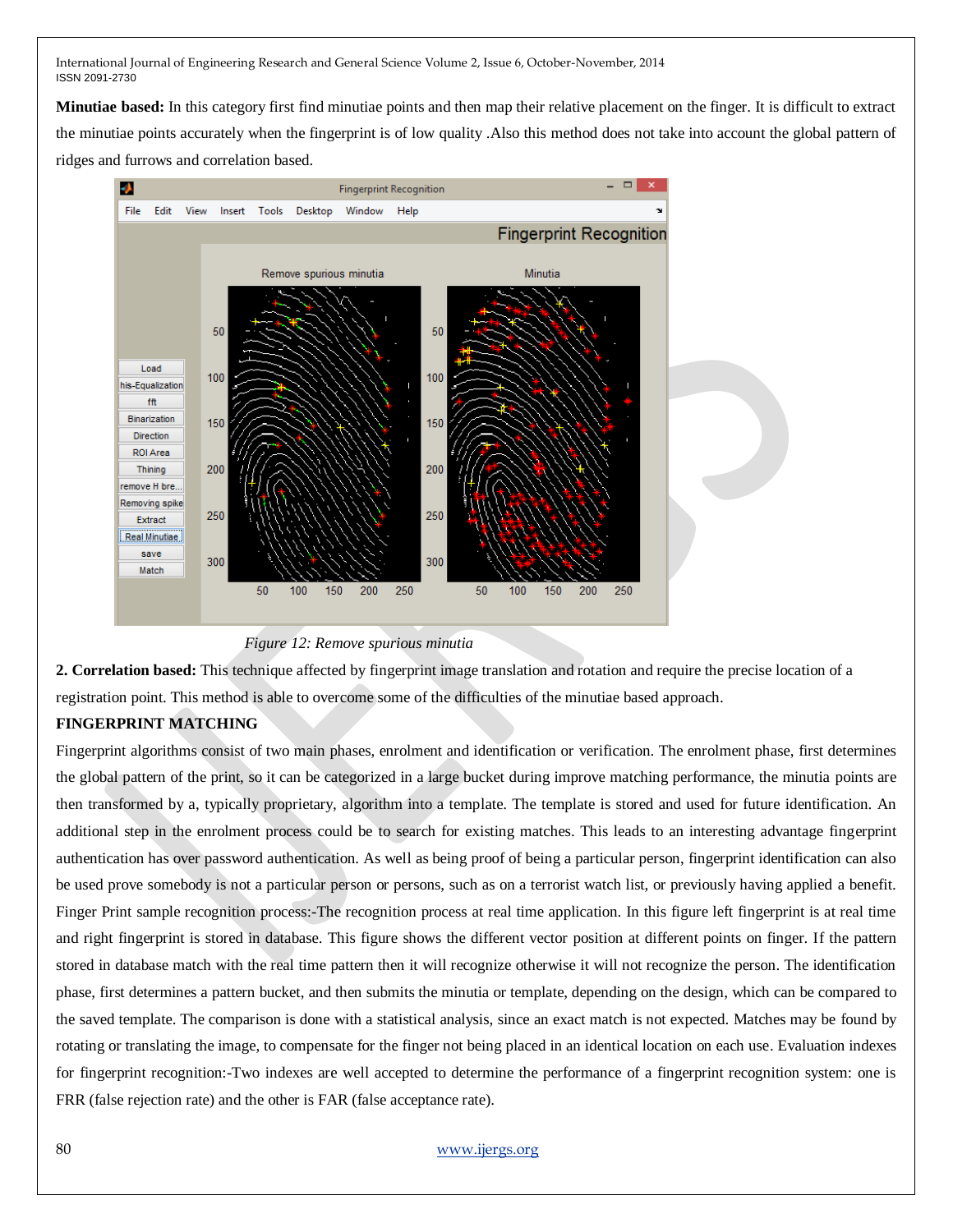**Minutiae based:** In this category first find minutiae points and then map their relative placement on the finger. It is difficult to extract the minutiae points accurately when the fingerprint is of low quality .Also this method does not take into account the global pattern of ridges and furrows and correlation based.

*Figure 12: Remove spurious minutia*

**2. Correlation based:** This technique affected by fingerprint image translation and rotation and require the precise location of a registration point. This method is able to overcome some of the difficulties of the minutiae based approach.

**FINGERPRINT MATCHING**

Fingerprint algorithms consist of two main phases, enrolment and identification or verification. The enrolment phase, first determines the global pattern of the print, so it can be categorized in a large bucket during improve matching performance, the minutia points are then transformed by a, typically proprietary, algorithm into a template. The template is stored and used for future identification. An additional step in the enrolment process could be to search for existing matches. This leads to an interesting advantage fingerprint authentication has over password authentication. As well as being proof of being a particular person, fingerprint identification can also be used prove somebody is not a particular person or persons, such as on a terrorist watch list, or previously having applied a benefit. Finger Print sample recognition process:-The recognition process at real time application. In this figure left fingerprint is at real time and right fingerprint is stored in database. This figure shows the different vector position at different points on finger. If the pattern stored in database match with the real time pattern then it will recognize otherwise it will not recognize the person. The identification phase, first determines a pattern bucket, and then submits the minutia or template, depending on the design, which can be compared to the saved template. The comparison is done with a statistical analysis, since an exact match is not expected. Matches may be found by rotating or translating the image, to compensate for the finger not being placed in an identical location on each use. Evaluation indexes for fingerprint recognition:-Two indexes are well accepted to determine the performance of a fingerprint recognition system: one is FRR (false rejection rate) and the other is FAR (false acceptance rate).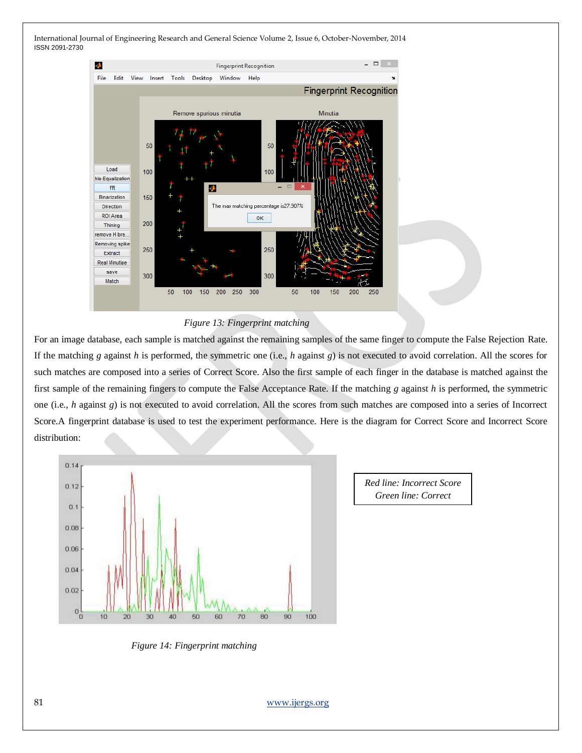Figure 13: Fingerprint matching

For an image database, each sample is matched against the remaining samples of the same finger to compute the False Rejection Rate. If the matching *g* against *h* is performed, the symmetric one (i.e., *h* against *g*) is not executed to avoid correlation. All the scores for such matches are composed into a series of Correct Score. Also the first sample of each finger in the database is matched against the first sample of the remaining fingers to compute the False Acceptance Rate. If the matching *g* against *h* is performed, the symmetric one (i.e., *h* against *g*) is not executed to avoid correlation. All the scores from such matches are composed into a series of Incorrect Score.A fingerprint database is used to test the experiment performance. Here is the diagram for Correct Score and Incorrect Score distribution:

*Red line: Incorrect Score*
*Green line: Correct*

Figure 14: Fingerprint matching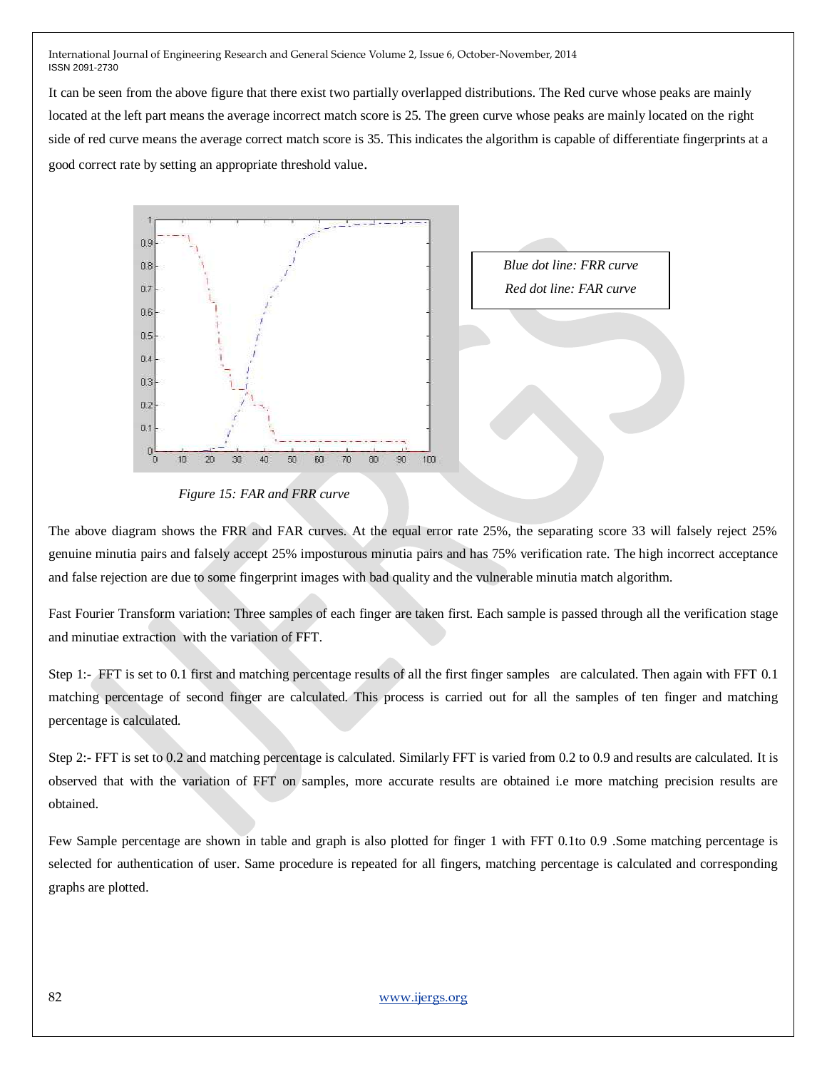It can be seen from the above figure that there exist two partially overlapped distributions. The Red curve whose peaks are mainly located at the left part means the average incorrect match score is 25. The green curve whose peaks are mainly located on the right side of red curve means the average correct match score is 35. This indicates the algorithm is capable of differentiate fingerprints at a good correct rate by setting an appropriate threshold value.

*Blue dot line: FRR curve*
*Red dot line: FAR curve*

*Figure 15: FAR and FRR curve*

The above diagram shows the FRR and FAR curves. At the equal error rate 25%, the separating score 33 will falsely reject 25% genuine minutia pairs and falsely accept 25% imposturous minutia pairs and has 75% verification rate. The high incorrect acceptance and false rejection are due to some fingerprint images with bad quality and the vulnerable minutia match algorithm.

Fast Fourier Transform variation: Three samples of each finger are taken first. Each sample is passed through all the verification stage and minutiae extraction with the variation of FFT.

Step 1:- FFT is set to 0.1 first and matching percentage results of all the first finger samples are calculated. Then again with FFT 0.1 matching percentage of second finger are calculated. This process is carried out for all the samples of ten finger and matching percentage is calculated.

Step 2:- FFT is set to 0.2 and matching percentage is calculated. Similarly FFT is varied from 0.2 to 0.9 and results are calculated. It is observed that with the variation of FFT on samples, more accurate results are obtained i.e more matching precision results are obtained.

Few Sample percentage are shown in table and graph is also plotted for finger 1 with FFT 0.1to 0.9 .Some matching percentage is selected for authentication of user. Same procedure is repeated for all fingers, matching percentage is calculated and corresponding graphs are plotted.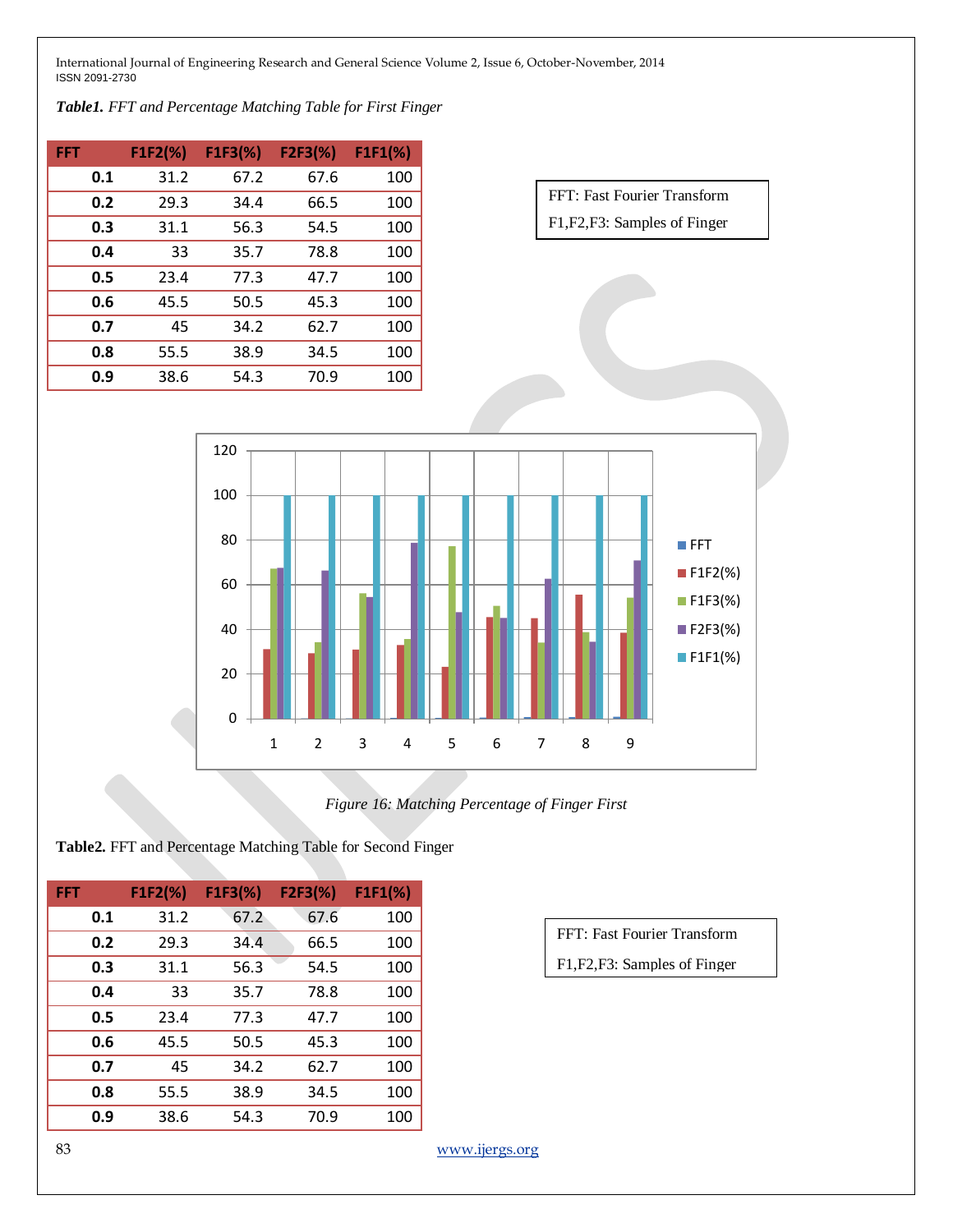***Table1.*** *FFT and Percentage Matching Table for First Finger*

| FFT | F1F2(%) | F1F3(%) | F2F3(%) | F1F1(%) |
|---|---|---|---|---|
| **0.1** | 31.2 | 67.2 | 67.6 | 100 |
| **0.2** | 29.3 | 34.4 | 66.5 | 100 |
| **0.3** | 31.1 | 56.3 | 54.5 | 100 |
| **0.4** | 33 | 35.7 | 78.8 | 100 |
| **0.5** | 23.4 | 77.3 | 47.7 | 100 |
| **0.6** | 45.5 | 50.5 | 45.3 | 100 |
| **0.7** | 45 | 34.2 | 62.7 | 100 |
| **0.8** | 55.5 | 38.9 | 34.5 | 100 |
| **0.9** | 38.6 | 54.3 | 70.9 | 100 |

FFT: Fast Fourier Transform

F1,F2,F3: Samples of Finger

*Figure 16: Matching Percentage of Finger First*

**Table2.** FFT and Percentage Matching Table for Second Finger

| FFT | F1F2(%) | F1F3(%) | F2F3(%) | F1F1(%) |
|---|---|---|---|---|
| **0.1** | 31.2 | 67.2 | 67.6 | 100 |
| **0.2** | 29.3 | 34.4 | 66.5 | 100 |
| **0.3** | 31.1 | 56.3 | 54.5 | 100 |
| **0.4** | 33 | 35.7 | 78.8 | 100 |
| **0.5** | 23.4 | 77.3 | 47.7 | 100 |
| **0.6** | 45.5 | 50.5 | 45.3 | 100 |
| **0.7** | 45 | 34.2 | 62.7 | 100 |
| **0.8** | 55.5 | 38.9 | 34.5 | 100 |
| **0.9** | 38.6 | 54.3 | 70.9 | 100 |

FFT: Fast Fourier Transform

F1,F2,F3: Samples of Finger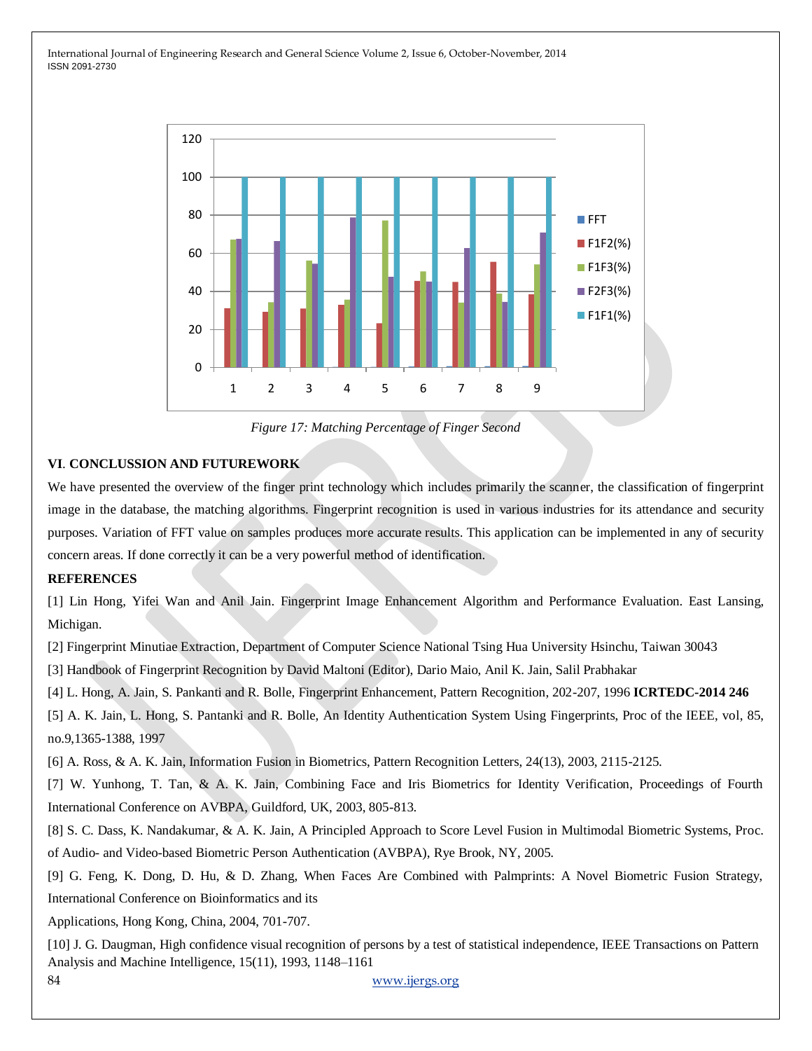120
100
80
60
40
20
0

1 2 3 4 5 6 7 8 9

FFT
F1F2(%)
F1F3(%)
F2F3(%)
F1F1(%)

*Figure 17: Matching Percentage of Finger Second*

## VI. CONCLUSSION AND FUTUREWORK

We have presented the overview of the finger print technology which includes primarily the scanner, the classification of fingerprint image in the database, the matching algorithms. Fingerprint recognition is used in various industries for its attendance and security purposes. Variation of FFT value on samples produces more accurate results. This application can be implemented in any of security concern areas. If done correctly it can be a very powerful method of identification.

## REFERENCES

[1] Lin Hong, Yifei Wan and Anil Jain. Fingerprint Image Enhancement Algorithm and Performance Evaluation. East Lansing, Michigan.

[2] Fingerprint Minutiae Extraction, Department of Computer Science National Tsing Hua University Hsinchu, Taiwan 30043

[3] Handbook of Fingerprint Recognition by David Maltoni (Editor), Dario Maio, Anil K. Jain, Salil Prabhakar

[4] L. Hong, A. Jain, S. Pankanti and R. Bolle, Fingerprint Enhancement, Pattern Recognition, 202-207, 1996 **ICRTEDC-2014 246**

[5] A. K. Jain, L. Hong, S. Pantanki and R. Bolle, An Identity Authentication System Using Fingerprints, Proc of the IEEE, vol, 85, no.9,1365-1388, 1997

[6] A. Ross, & A. K. Jain, Information Fusion in Biometrics, Pattern Recognition Letters, 24(13), 2003, 2115-2125.

[7] W. Yunhong, T. Tan, & A. K. Jain, Combining Face and Iris Biometrics for Identity Verification, Proceedings of Fourth International Conference on AVBPA, Guildford, UK, 2003, 805-813.

[8] S. C. Dass, K. Nandakumar, & A. K. Jain, A Principled Approach to Score Level Fusion in Multimodal Biometric Systems, Proc. of Audio- and Video-based Biometric Person Authentication (AVBPA), Rye Brook, NY, 2005.

[9] G. Feng, K. Dong, D. Hu, & D. Zhang, When Faces Are Combined with Palmprints: A Novel Biometric Fusion Strategy, International Conference on Bioinformatics and its

Applications, Hong Kong, China, 2004, 701-707.

[10] J. G. Daugman, High confidence visual recognition of persons by a test of statistical independence, IEEE Transactions on Pattern Analysis and Machine Intelligence, 15(11), 1993, 1148–1161